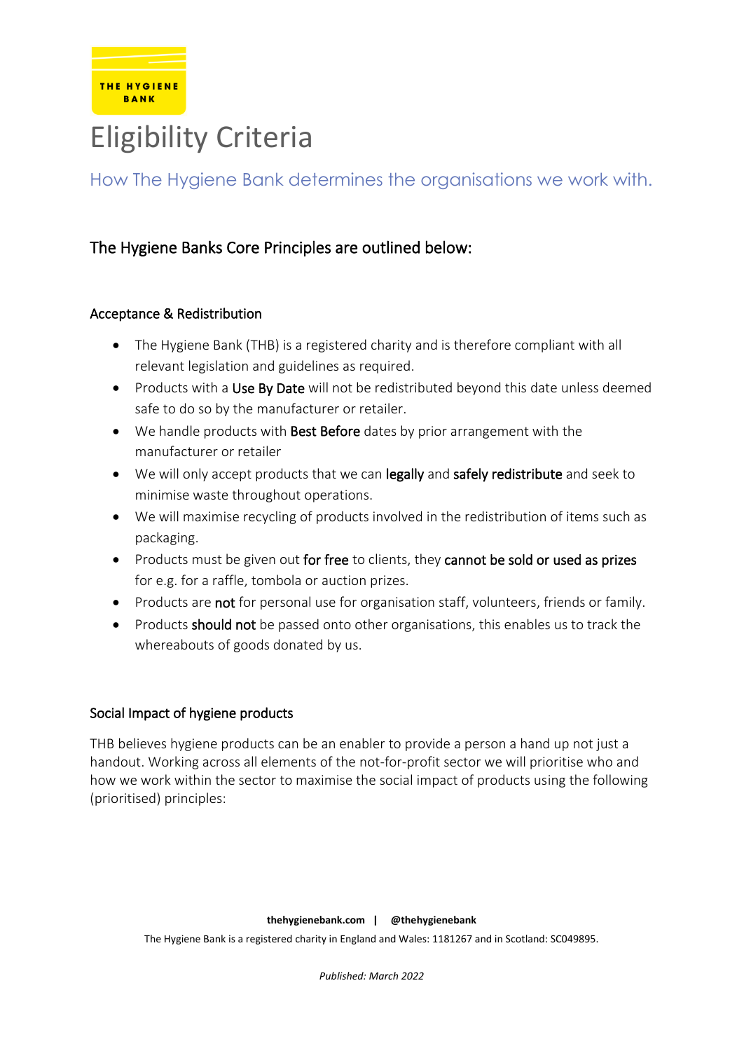THE HYGIENE BANK

# Eligibility Criteria

## How The Hygiene Bank determines the organisations we work with.

### The Hygiene Banks Core Principles are outlined below:

#### Acceptance & Redistribution

- The Hygiene Bank (THB) is a registered charity and is therefore compliant with all relevant legislation and guidelines as required.
- Products with a **Use By Date** will not be redistributed beyond this date unless deemed safe to do so by the manufacturer or retailer.
- We handle products with **Best Before** dates by prior arrangement with the manufacturer or retailer
- We will only accept products that we can **legally** and **safely redistribute** and seek to minimise waste throughout operations.
- We will maximise recycling of products involved in the redistribution of items such as packaging.
- Products must be given out **for free** to clients, they **cannot be sold or used as prizes** for e.g. for a raffle, tombola or auction prizes.
- Products are **not** for personal use for organisation staff, volunteers, friends or family.
- Products **should not** be passed onto other organisations, this enables us to track the whereabouts of goods donated by us.

#### Social Impact of hygiene products

THB believes hygiene products can be an enabler to provide a person a hand up not just a handout. Working across all elements of the not-for-profit sector we will prioritise who and how we work within the sector to maximise the social impact of products using the following (prioritised) principles:

**thehygienebank.com | @thehygienebank**

The Hygiene Bank is a registered charity in England and Wales: 1181267 and in Scotland: SC049895.

*Published: March 2022*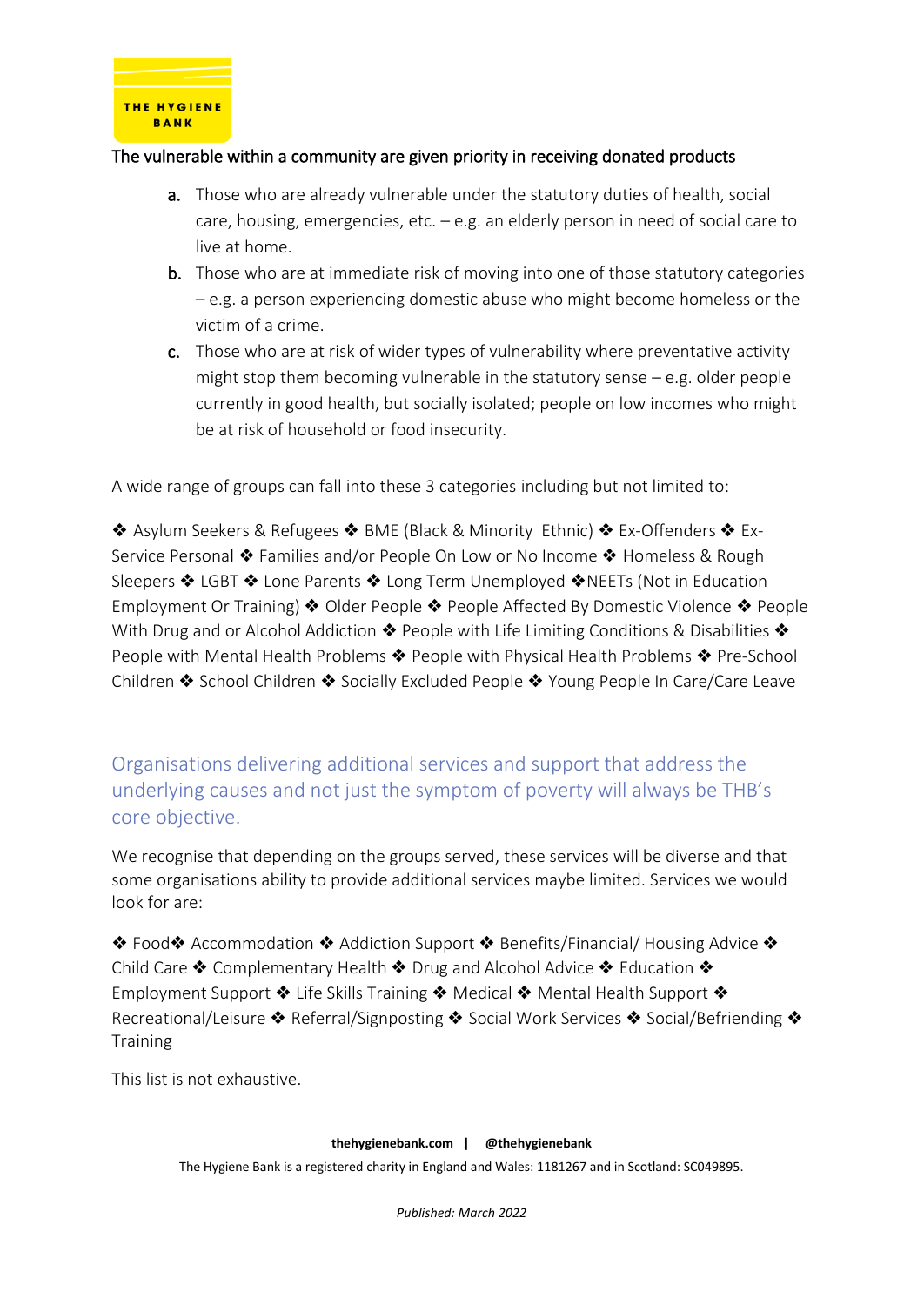The vulnerable within a community are given priority in receiving donated products

a. Those who are already vulnerable under the statutory duties of health, social care, housing, emergencies, etc. – e.g. an elderly person in need of social care to live at home.
b. Those who are at immediate risk of moving into one of those statutory categories – e.g. a person experiencing domestic abuse who might become homeless or the victim of a crime.
c. Those who are at risk of wider types of vulnerability where preventative activity might stop them becoming vulnerable in the statutory sense – e.g. older people currently in good health, but socially isolated; people on low incomes who might be at risk of household or food insecurity.

A wide range of groups can fall into these 3 categories including but not limited to:

❖ Asylum Seekers & Refugees ❖ BME (Black & Minority Ethnic) ❖ Ex-Offenders ❖ Ex-Service Personal ❖ Families and/or People On Low or No Income ❖ Homeless & Rough Sleepers ❖ LGBT ❖ Lone Parents ❖ Long Term Unemployed ❖NEETs (Not in Education Employment Or Training) ❖ Older People ❖ People Affected By Domestic Violence ❖ People With Drug and or Alcohol Addiction ❖ People with Life Limiting Conditions & Disabilities ❖ People with Mental Health Problems ❖ People with Physical Health Problems ❖ Pre-School Children ❖ School Children ❖ Socially Excluded People ❖ Young People In Care/Care Leave

## Organisations delivering additional services and support that address the underlying causes and not just the symptom of poverty will always be THB's core objective.

We recognise that depending on the groups served, these services will be diverse and that some organisations ability to provide additional services maybe limited. Services we would look for are:

❖ Food❖ Accommodation ❖ Addiction Support ❖ Benefits/Financial/ Housing Advice ❖ Child Care ❖ Complementary Health ❖ Drug and Alcohol Advice ❖ Education ❖ Employment Support ❖ Life Skills Training ❖ Medical ❖ Mental Health Support ❖ Recreational/Leisure ❖ Referral/Signposting ❖ Social Work Services ❖ Social/Befriending ❖ Training

This list is not exhaustive.

**thehygienebank.com | @thehygienebank**

The Hygiene Bank is a registered charity in England and Wales: 1181267 and in Scotland: SC049895.

*Published: March 2022*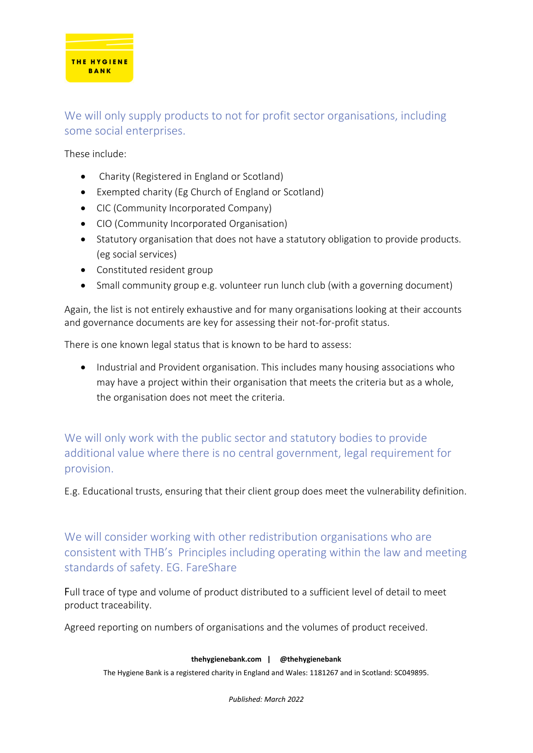## We will only supply products to not for profit sector organisations, including some social enterprises.

These include:

- Charity (Registered in England or Scotland)
- Exempted charity (Eg Church of England or Scotland)
- CIC (Community Incorporated Company)
- CIO (Community Incorporated Organisation)
- Statutory organisation that does not have a statutory obligation to provide products. (eg social services)
- Constituted resident group
- Small community group e.g. volunteer run lunch club (with a governing document)

Again, the list is not entirely exhaustive and for many organisations looking at their accounts and governance documents are key for assessing their not-for-profit status.

There is one known legal status that is known to be hard to assess:

- Industrial and Provident organisation. This includes many housing associations who may have a project within their organisation that meets the criteria but as a whole, the organisation does not meet the criteria.

## We will only work with the public sector and statutory bodies to provide additional value where there is no central government, legal requirement for provision.

E.g. Educational trusts, ensuring that their client group does meet the vulnerability definition.

## We will consider working with other redistribution organisations who are consistent with THB's Principles including operating within the law and meeting standards of safety. EG. FareShare

Full trace of type and volume of product distributed to a sufficient level of detail to meet product traceability.

Agreed reporting on numbers of organisations and the volumes of product received.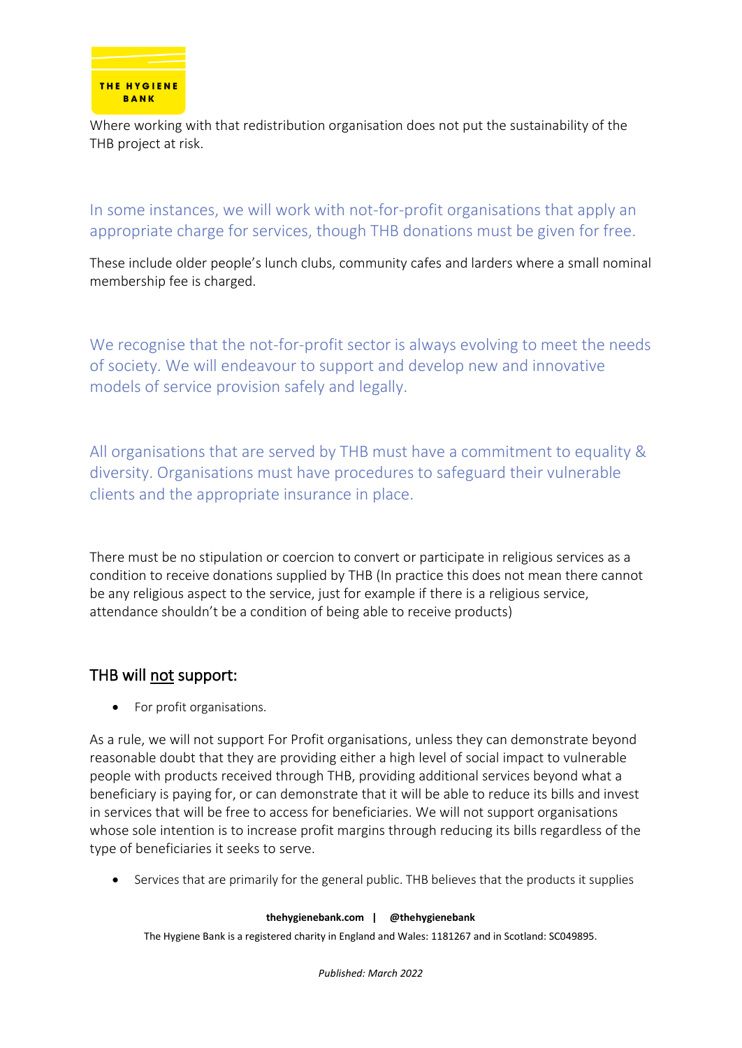Where working with that redistribution organisation does not put the sustainability of the THB project at risk.

## In some instances, we will work with not-for-profit organisations that apply an appropriate charge for services, though THB donations must be given for free.

These include older people's lunch clubs, community cafes and larders where a small nominal membership fee is charged.

## We recognise that the not-for-profit sector is always evolving to meet the needs of society. We will endeavour to support and develop new and innovative models of service provision safely and legally.

## All organisations that are served by THB must have a commitment to equality & diversity. Organisations must have procedures to safeguard their vulnerable clients and the appropriate insurance in place.

There must be no stipulation or coercion to convert or participate in religious services as a condition to receive donations supplied by THB (In practice this does not mean there cannot be any religious aspect to the service, just for example if there is a religious service, attendance shouldn't be a condition of being able to receive products)

### THB will <u>not</u> support:

- For profit organisations.

As a rule, we will not support For Profit organisations, unless they can demonstrate beyond reasonable doubt that they are providing either a high level of social impact to vulnerable people with products received through THB, providing additional services beyond what a beneficiary is paying for, or can demonstrate that it will be able to reduce its bills and invest in services that will be free to access for beneficiaries. We will not support organisations whose sole intention is to increase profit margins through reducing its bills regardless of the type of beneficiaries it seeks to serve.

- Services that are primarily for the general public. THB believes that the products it supplies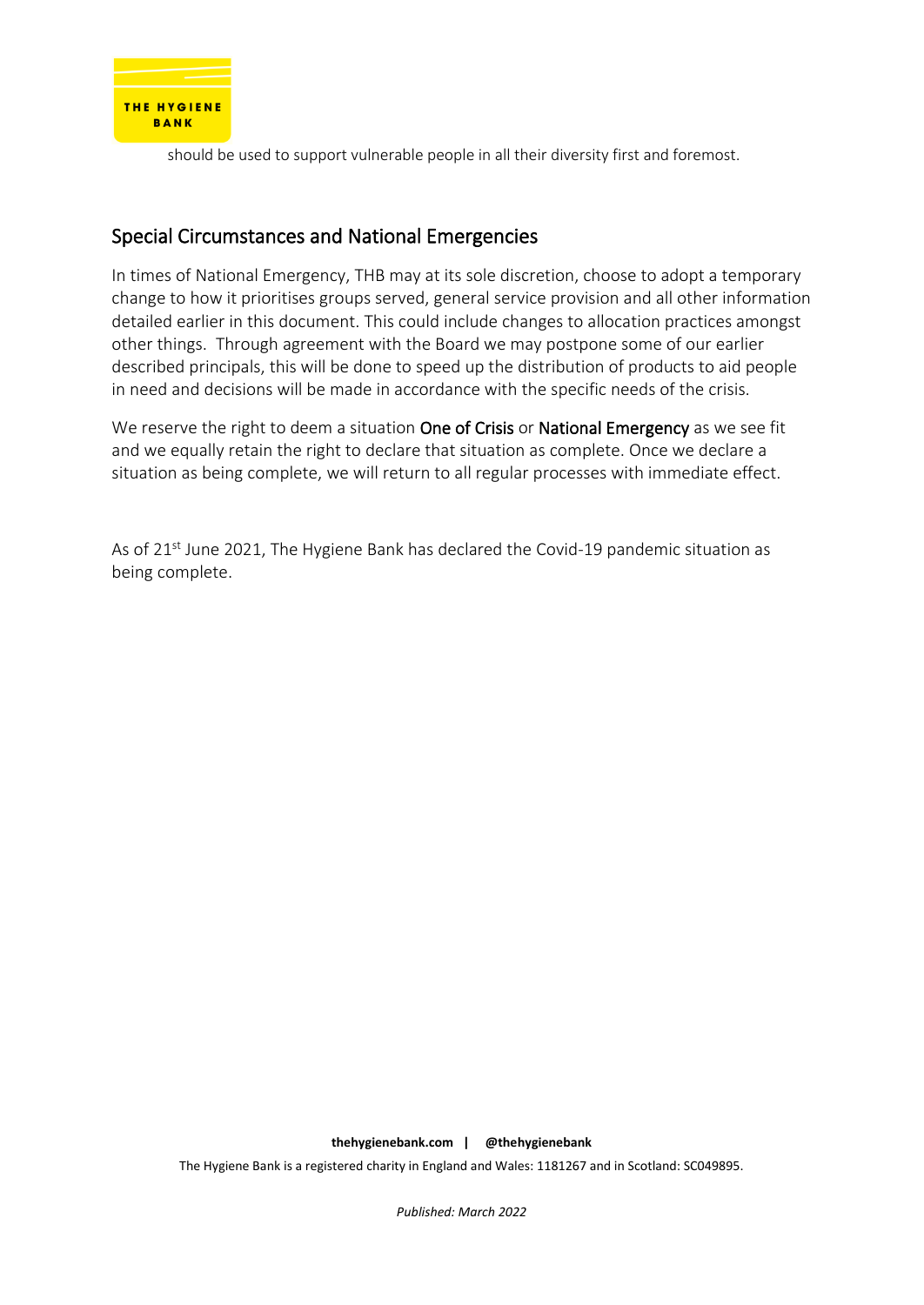should be used to support vulnerable people in all their diversity first and foremost.

## Special Circumstances and National Emergencies

In times of National Emergency, THB may at its sole discretion, choose to adopt a temporary change to how it prioritises groups served, general service provision and all other information detailed earlier in this document. This could include changes to allocation practices amongst other things. Through agreement with the Board we may postpone some of our earlier described principals, this will be done to speed up the distribution of products to aid people in need and decisions will be made in accordance with the specific needs of the crisis.

We reserve the right to deem a situation One of Crisis or National Emergency as we see fit and we equally retain the right to declare that situation as complete. Once we declare a situation as being complete, we will return to all regular processes with immediate effect.

As of 21st June 2021, The Hygiene Bank has declared the Covid-19 pandemic situation as being complete.

**thehygienebank.com | @thehygienebank**

The Hygiene Bank is a registered charity in England and Wales: 1181267 and in Scotland: SC049895.

*Published: March 2022*